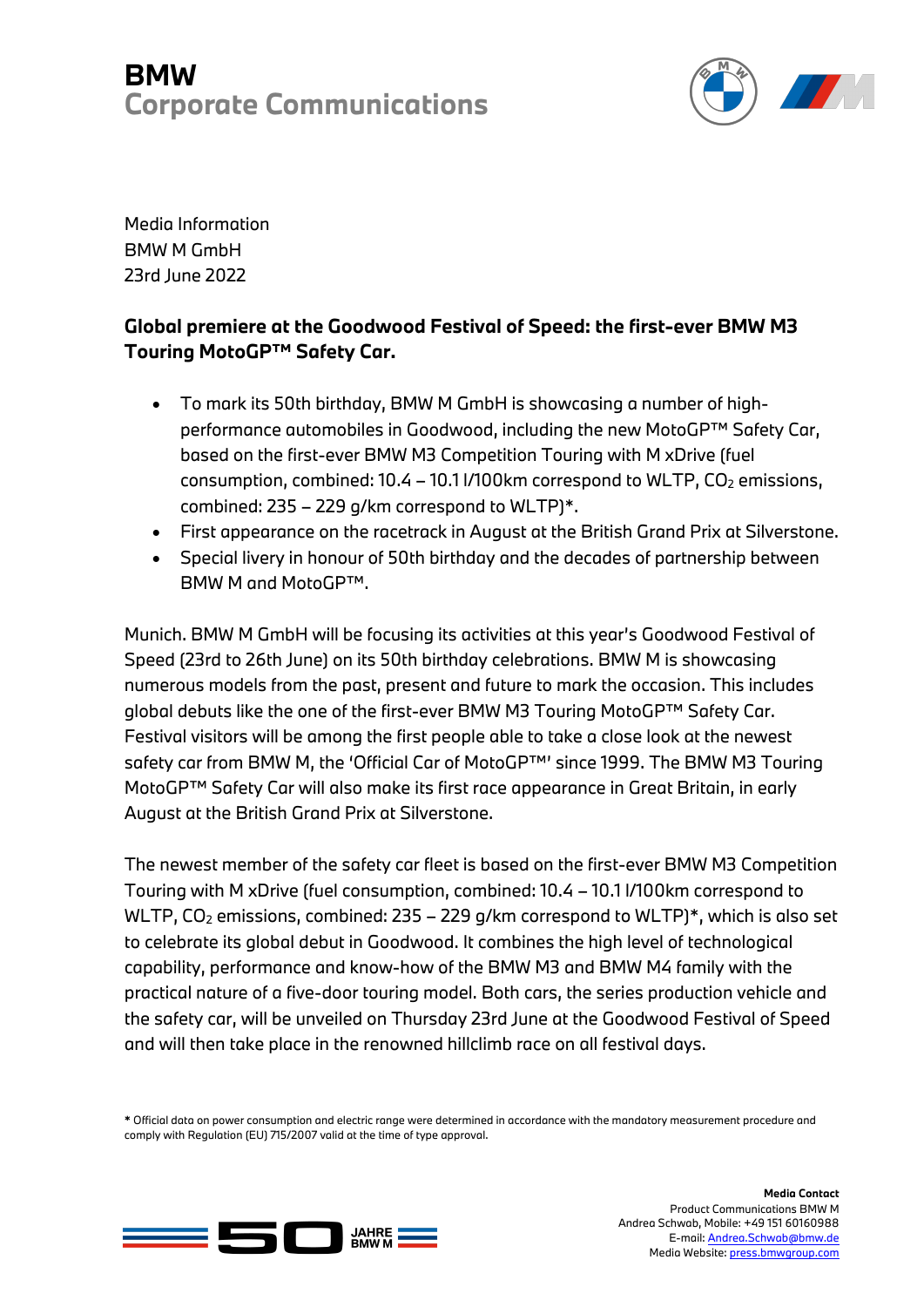# BMW
## Corporate Communications

Media Information
BMW M GmbH
23rd June 2022

**Global premiere at the Goodwood Festival of Speed: the first-ever BMW M3 Touring MotoGP™ Safety Car.**

- To mark its 50th birthday, BMW M GmbH is showcasing a number of high-performance automobiles in Goodwood, including the new MotoGP™ Safety Car, based on the first-ever BMW M3 Competition Touring with M xDrive (fuel consumption, combined: 10.4 – 10.1 l/100km correspond to WLTP, $CO_2$ emissions, combined: 235 – 229 g/km correspond to WLTP)*.
- First appearance on the racetrack in August at the British Grand Prix at Silverstone.
- Special livery in honour of 50th birthday and the decades of partnership between BMW M and MotoGP™.

Munich. BMW M GmbH will be focusing its activities at this year's Goodwood Festival of Speed (23rd to 26th June) on its 50th birthday celebrations. BMW M is showcasing numerous models from the past, present and future to mark the occasion. This includes global debuts like the one of the first-ever BMW M3 Touring MotoGP™ Safety Car. Festival visitors will be among the first people able to take a close look at the newest safety car from BMW M, the 'Official Car of MotoGP™' since 1999. The BMW M3 Touring MotoGP™ Safety Car will also make its first race appearance in Great Britain, in early August at the British Grand Prix at Silverstone.

The newest member of the safety car fleet is based on the first-ever BMW M3 Competition Touring with M xDrive (fuel consumption, combined: 10.4 – 10.1 l/100km correspond to WLTP, $CO_2$ emissions, combined: 235 – 229 g/km correspond to WLTP)*, which is also set to celebrate its global debut in Goodwood. It combines the high level of technological capability, performance and know-how of the BMW M3 and BMW M4 family with the practical nature of a five-door touring model. Both cars, the series production vehicle and the safety car, will be unveiled on Thursday 23rd June at the Goodwood Festival of Speed and will then take place in the renowned hillclimb race on all festival days.

* Official data on power consumption and electric range were determined in accordance with the mandatory measurement procedure and comply with Regulation (EU) 715/2007 valid at the time of type approval.

**Media Contact**
Product Communications BMW M
Andrea Schwab, Mobile: +49 151 60160988
E-mail: Andrea.Schwab@bmw.de
Media Website: press.bmwgroup.com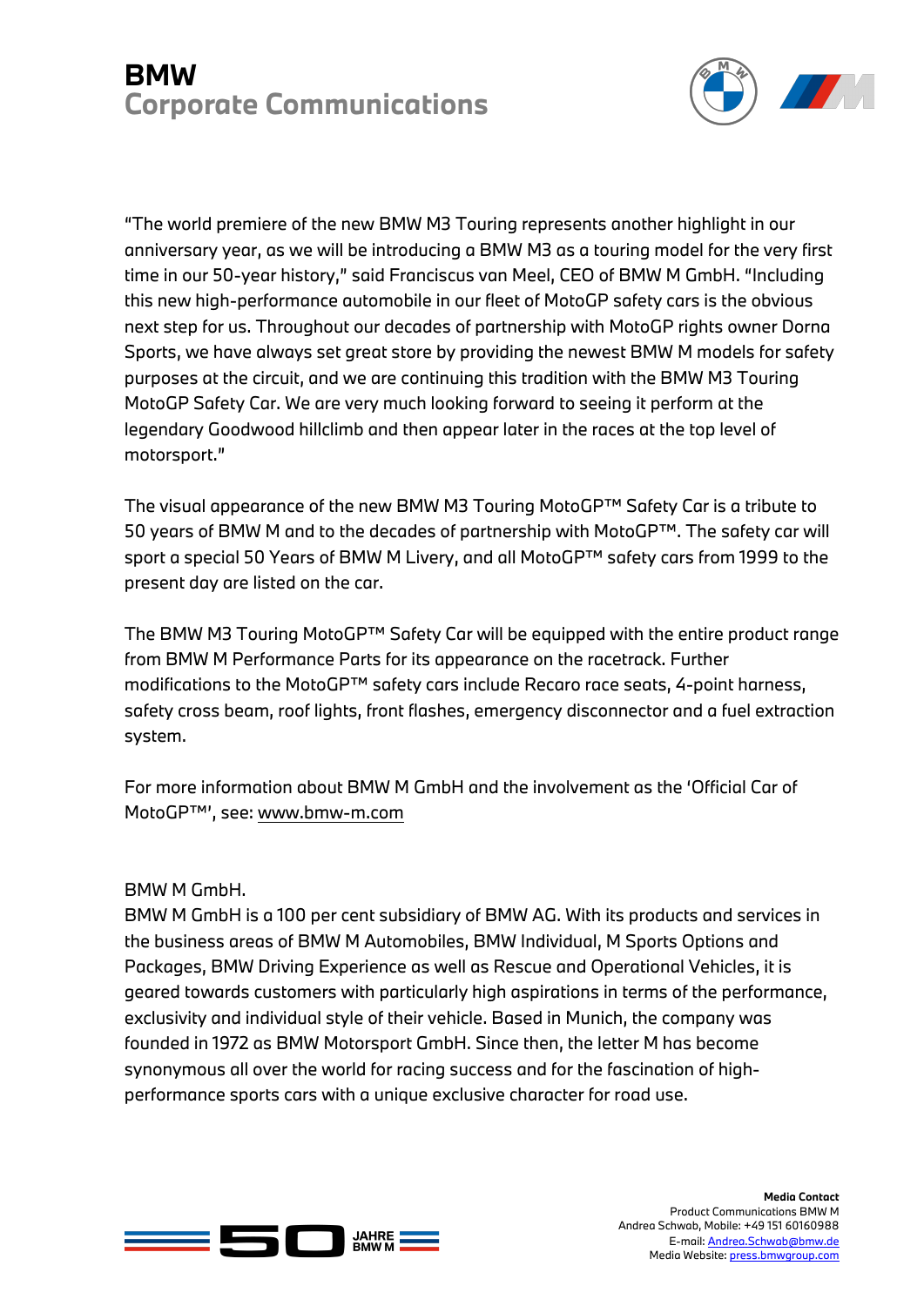"The world premiere of the new BMW M3 Touring represents another highlight in our anniversary year, as we will be introducing a BMW M3 as a touring model for the very first time in our 50-year history," said Franciscus van Meel, CEO of BMW M GmbH. "Including this new high-performance automobile in our fleet of MotoGP safety cars is the obvious next step for us. Throughout our decades of partnership with MotoGP rights owner Dorna Sports, we have always set great store by providing the newest BMW M models for safety purposes at the circuit, and we are continuing this tradition with the BMW M3 Touring MotoGP Safety Car. We are very much looking forward to seeing it perform at the legendary Goodwood hillclimb and then appear later in the races at the top level of motorsport."

The visual appearance of the new BMW M3 Touring MotoGP™ Safety Car is a tribute to 50 years of BMW M and to the decades of partnership with MotoGP™. The safety car will sport a special 50 Years of BMW M Livery, and all MotoGP™ safety cars from 1999 to the present day are listed on the car.

The BMW M3 Touring MotoGP™ Safety Car will be equipped with the entire product range from BMW M Performance Parts for its appearance on the racetrack. Further modifications to the MotoGP™ safety cars include Recaro race seats, 4-point harness, safety cross beam, roof lights, front flashes, emergency disconnector and a fuel extraction system.

For more information about BMW M GmbH and the involvement as the 'Official Car of MotoGP™', see: www.bmw-m.com

BMW M GmbH.
BMW M GmbH is a 100 per cent subsidiary of BMW AG. With its products and services in the business areas of BMW M Automobiles, BMW Individual, M Sports Options and Packages, BMW Driving Experience as well as Rescue and Operational Vehicles, it is geared towards customers with particularly high aspirations in terms of the performance, exclusivity and individual style of their vehicle. Based in Munich, the company was founded in 1972 as BMW Motorsport GmbH. Since then, the letter M has become synonymous all over the world for racing success and for the fascination of high-performance sports cars with a unique exclusive character for road use.

**Media Contact**
Product Communications BMW M
Andrea Schwab, Mobile: +49 151 60160988
E-mail: Andrea.Schwab@bmw.de
Media Website: press.bmwgroup.com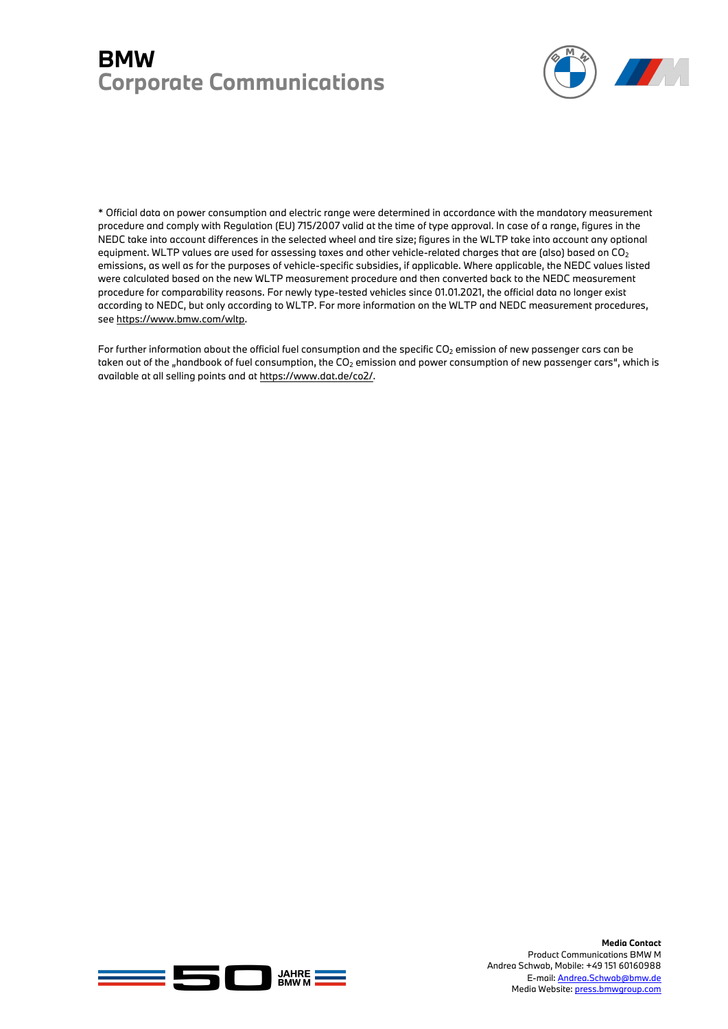* Official data on power consumption and electric range were determined in accordance with the mandatory measurement procedure and comply with Regulation (EU) 715/2007 valid at the time of type approval. In case of a range, figures in the NEDC take into account differences in the selected wheel and tire size; figures in the WLTP take into account any optional equipment. WLTP values are used for assessing taxes and other vehicle-related charges that are (also) based on $CO_2$ emissions, as well as for the purposes of vehicle-specific subsidies, if applicable. Where applicable, the NEDC values listed were calculated based on the new WLTP measurement procedure and then converted back to the NEDC measurement procedure for comparability reasons. For newly type-tested vehicles since 01.01.2021, the official data no longer exist according to NEDC, but only according to WLTP. For more information on the WLTP and NEDC measurement procedures, see https://www.bmw.com/wltp.

For further information about the official fuel consumption and the specific $CO_2$ emission of new passenger cars can be taken out of the „handbook of fuel consumption, the $CO_2$ emission and power consumption of new passenger cars", which is available at all selling points and at https://www.dat.de/co2/.

**Media Contact**
Product Communications BMW M
Andrea Schwab, Mobile: +49 151 60160988
E-mail: Andrea.Schwab@bmw.de
Media Website: press.bmwgroup.com